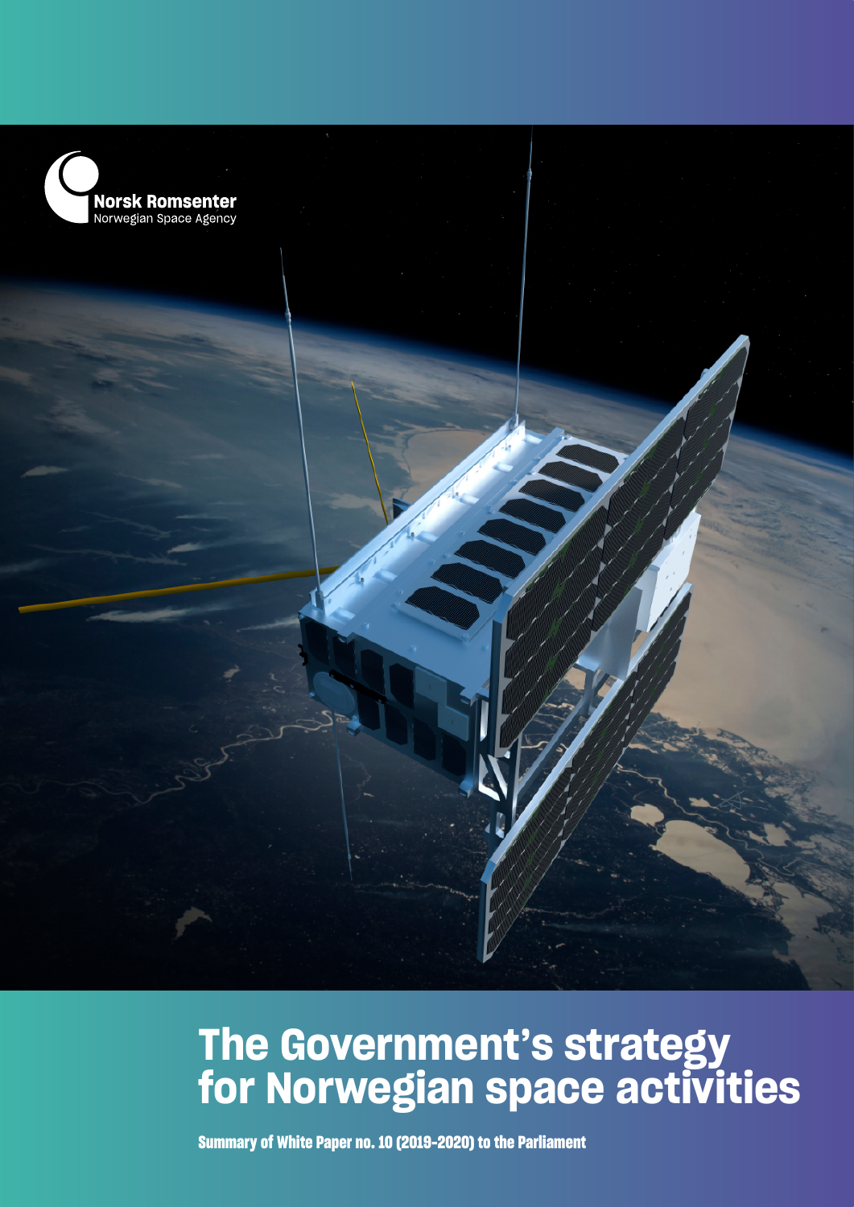Norsk Romsenter
Norwegian Space Agency

# The Government's strategy for Norwegian space activities

**Summary of White Paper no. 10 (2019-2020) to the Parliament**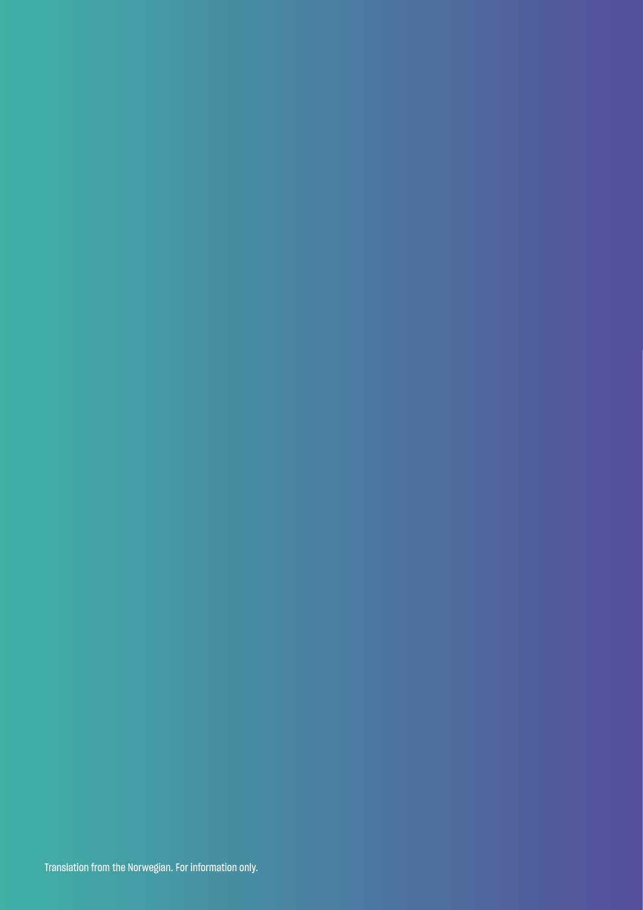Translation from the Norwegian. For information only.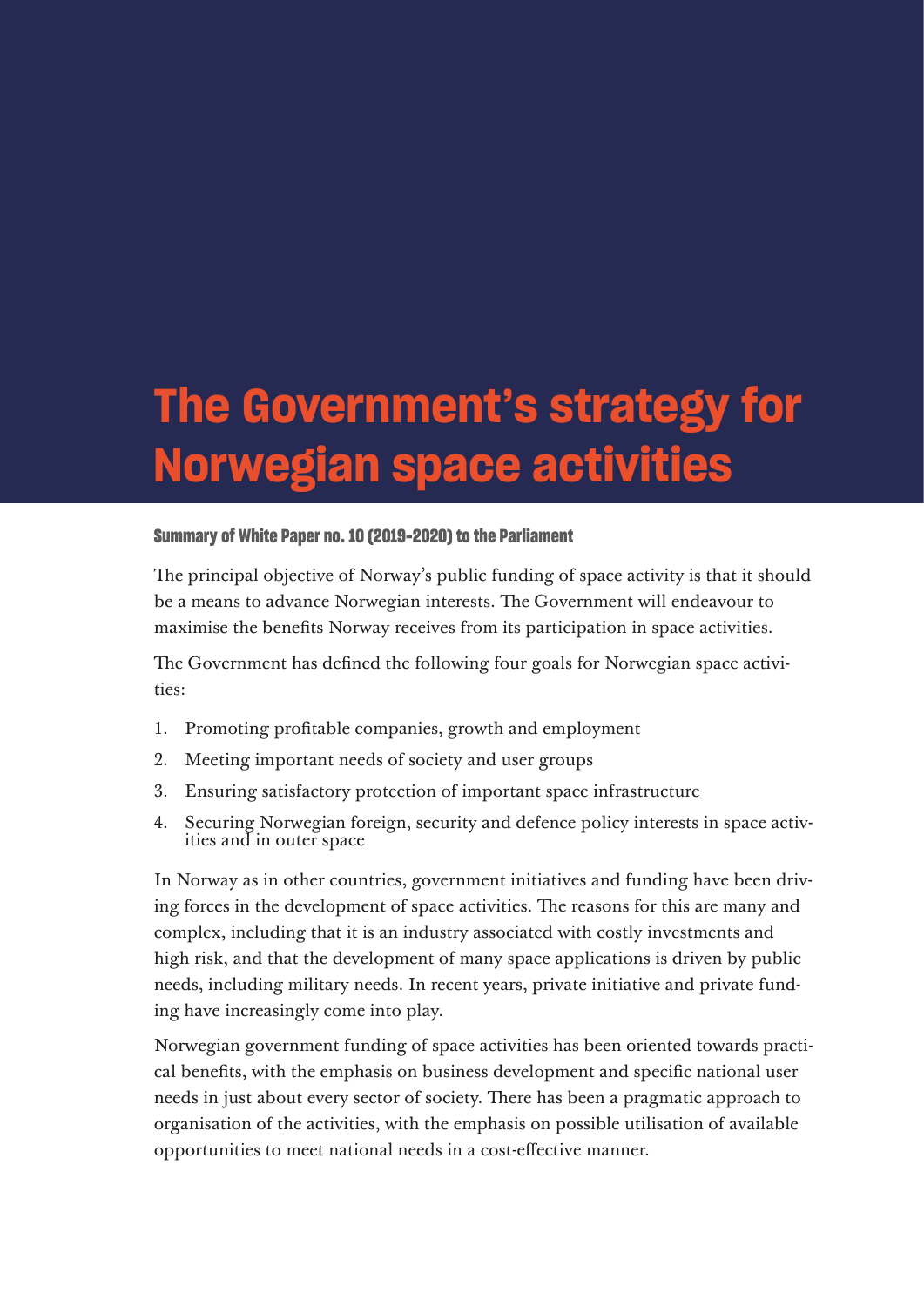# The Government's strategy for Norwegian space activities

## Summary of White Paper no. 10 (2019–2020) to the Parliament

The principal objective of Norway's public funding of space activity is that it should be a means to advance Norwegian interests. The Government will endeavour to maximise the benefits Norway receives from its participation in space activities.

The Government has defined the following four goals for Norwegian space activities:

1. Promoting profitable companies, growth and employment
2. Meeting important needs of society and user groups
3. Ensuring satisfactory protection of important space infrastructure
4. Securing Norwegian foreign, security and defence policy interests in space activities and in outer space

In Norway as in other countries, government initiatives and funding have been driving forces in the development of space activities. The reasons for this are many and complex, including that it is an industry associated with costly investments and high risk, and that the development of many space applications is driven by public needs, including military needs. In recent years, private initiative and private funding have increasingly come into play.

Norwegian government funding of space activities has been oriented towards practical benefits, with the emphasis on business development and specific national user needs in just about every sector of society. There has been a pragmatic approach to organisation of the activities, with the emphasis on possible utilisation of available opportunities to meet national needs in a cost-effective manner.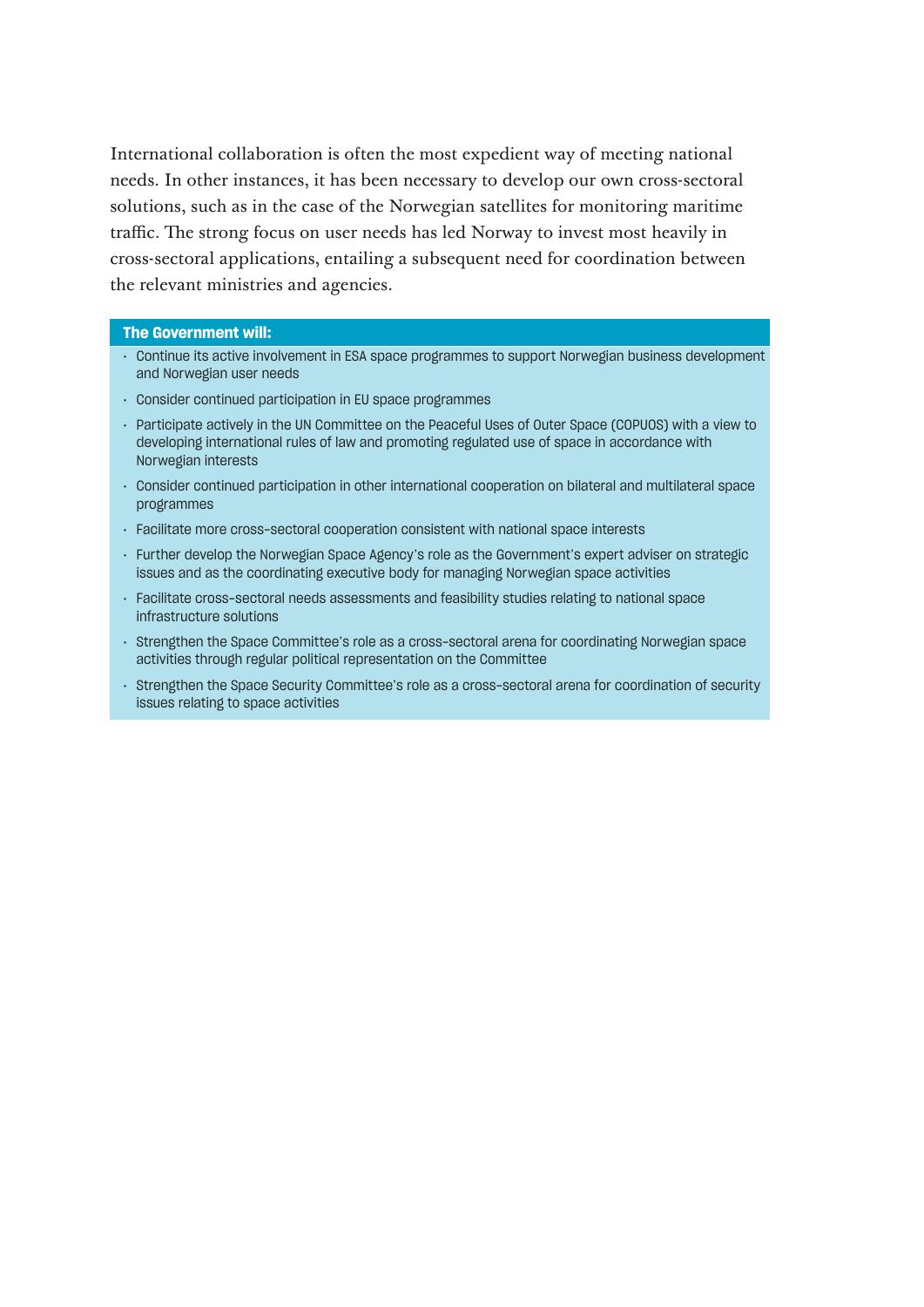International collaboration is often the most expedient way of meeting national needs. In other instances, it has been necessary to develop our own cross-sectoral solutions, such as in the case of the Norwegian satellites for monitoring maritime traffic. The strong focus on user needs has led Norway to invest most heavily in cross-sectoral applications, entailing a subsequent need for coordination between the relevant ministries and agencies.

**The Government will:**

- Continue its active involvement in ESA space programmes to support Norwegian business development and Norwegian user needs
- Consider continued participation in EU space programmes
- Participate actively in the UN Committee on the Peaceful Uses of Outer Space (COPUOS) with a view to developing international rules of law and promoting regulated use of space in accordance with Norwegian interests
- Consider continued participation in other international cooperation on bilateral and multilateral space programmes
- Facilitate more cross-sectoral cooperation consistent with national space interests
- Further develop the Norwegian Space Agency's role as the Government's expert adviser on strategic issues and as the coordinating executive body for managing Norwegian space activities
- Facilitate cross-sectoral needs assessments and feasibility studies relating to national space infrastructure solutions
- Strengthen the Space Committee's role as a cross-sectoral arena for coordinating Norwegian space activities through regular political representation on the Committee
- Strengthen the Space Security Committee's role as a cross-sectoral arena for coordination of security issues relating to space activities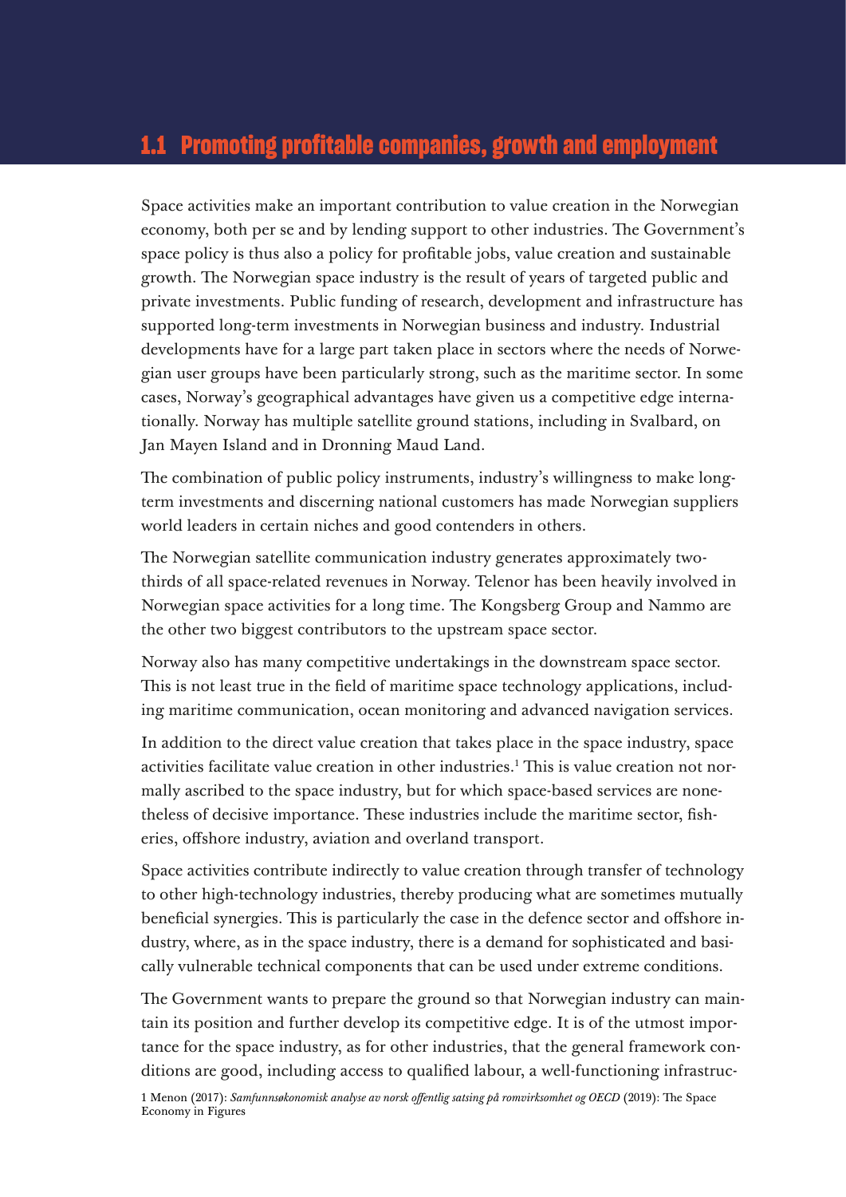## 1.1 Promoting profitable companies, growth and employment

Space activities make an important contribution to value creation in the Norwegian economy, both per se and by lending support to other industries. The Government's space policy is thus also a policy for profitable jobs, value creation and sustainable growth. The Norwegian space industry is the result of years of targeted public and private investments. Public funding of research, development and infrastructure has supported long-term investments in Norwegian business and industry. Industrial developments have for a large part taken place in sectors where the needs of Norwegian user groups have been particularly strong, such as the maritime sector. In some cases, Norway's geographical advantages have given us a competitive edge internationally. Norway has multiple satellite ground stations, including in Svalbard, on Jan Mayen Island and in Dronning Maud Land.

The combination of public policy instruments, industry's willingness to make long-term investments and discerning national customers has made Norwegian suppliers world leaders in certain niches and good contenders in others.

The Norwegian satellite communication industry generates approximately two-thirds of all space-related revenues in Norway. Telenor has been heavily involved in Norwegian space activities for a long time. The Kongsberg Group and Nammo are the other two biggest contributors to the upstream space sector.

Norway also has many competitive undertakings in the downstream space sector. This is not least true in the field of maritime space technology applications, including maritime communication, ocean monitoring and advanced navigation services.

In addition to the direct value creation that takes place in the space industry, space activities facilitate value creation in other industries.[1] This is value creation not normally ascribed to the space industry, but for which space-based services are nonetheless of decisive importance. These industries include the maritime sector, fisheries, offshore industry, aviation and overland transport.

Space activities contribute indirectly to value creation through transfer of technology to other high-technology industries, thereby producing what are sometimes mutually beneficial synergies. This is particularly the case in the defence sector and offshore industry, where, as in the space industry, there is a demand for sophisticated and basically vulnerable technical components that can be used under extreme conditions.

The Government wants to prepare the ground so that Norwegian industry can maintain its position and further develop its competitive edge. It is of the utmost importance for the space industry, as for other industries, that the general framework conditions are good, including access to qualified labour, a well-functioning infrastruc-

1 Menon (2017): *Samfunnsøkonomisk analyse av norsk offentlig satsing på romvirksomhet og OECD* (2019): The Space Economy in Figures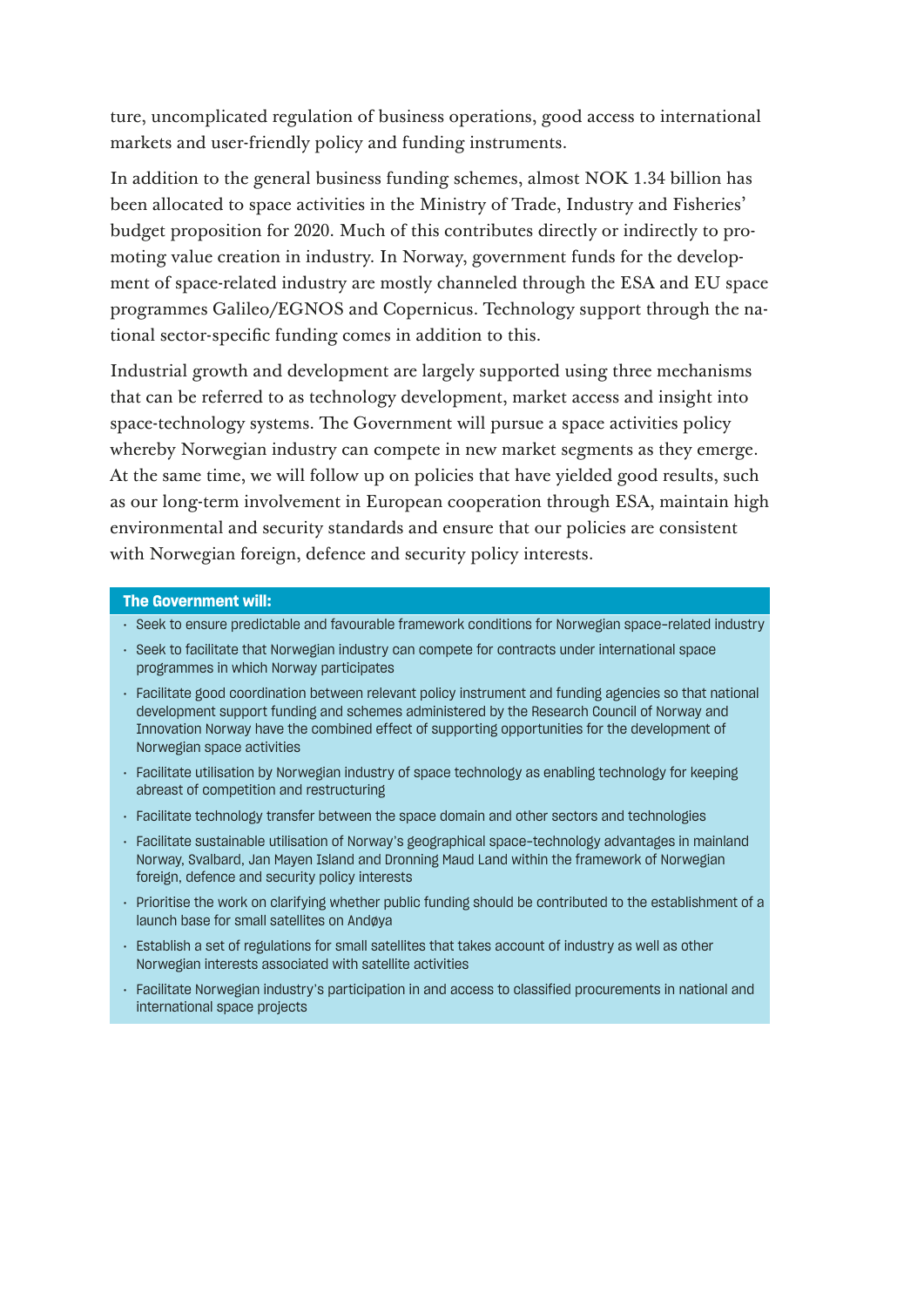ture, uncomplicated regulation of business operations, good access to international markets and user-friendly policy and funding instruments.

In addition to the general business funding schemes, almost NOK 1.34 billion has been allocated to space activities in the Ministry of Trade, Industry and Fisheries' budget proposition for 2020. Much of this contributes directly or indirectly to promoting value creation in industry. In Norway, government funds for the development of space-related industry are mostly channeled through the ESA and EU space programmes Galileo/EGNOS and Copernicus. Technology support through the national sector-specific funding comes in addition to this.

Industrial growth and development are largely supported using three mechanisms that can be referred to as technology development, market access and insight into space-technology systems. The Government will pursue a space activities policy whereby Norwegian industry can compete in new market segments as they emerge. At the same time, we will follow up on policies that have yielded good results, such as our long-term involvement in European cooperation through ESA, maintain high environmental and security standards and ensure that our policies are consistent with Norwegian foreign, defence and security policy interests.

**The Government will:**

- Seek to ensure predictable and favourable framework conditions for Norwegian space-related industry
- Seek to facilitate that Norwegian industry can compete for contracts under international space programmes in which Norway participates
- Facilitate good coordination between relevant policy instrument and funding agencies so that national development support funding and schemes administered by the Research Council of Norway and Innovation Norway have the combined effect of supporting opportunities for the development of Norwegian space activities
- Facilitate utilisation by Norwegian industry of space technology as enabling technology for keeping abreast of competition and restructuring
- Facilitate technology transfer between the space domain and other sectors and technologies
- Facilitate sustainable utilisation of Norway's geographical space-technology advantages in mainland Norway, Svalbard, Jan Mayen Island and Dronning Maud Land within the framework of Norwegian foreign, defence and security policy interests
- Prioritise the work on clarifying whether public funding should be contributed to the establishment of a launch base for small satellites on Andøya
- Establish a set of regulations for small satellites that takes account of industry as well as other Norwegian interests associated with satellite activities
- Facilitate Norwegian industry's participation in and access to classified procurements in national and international space projects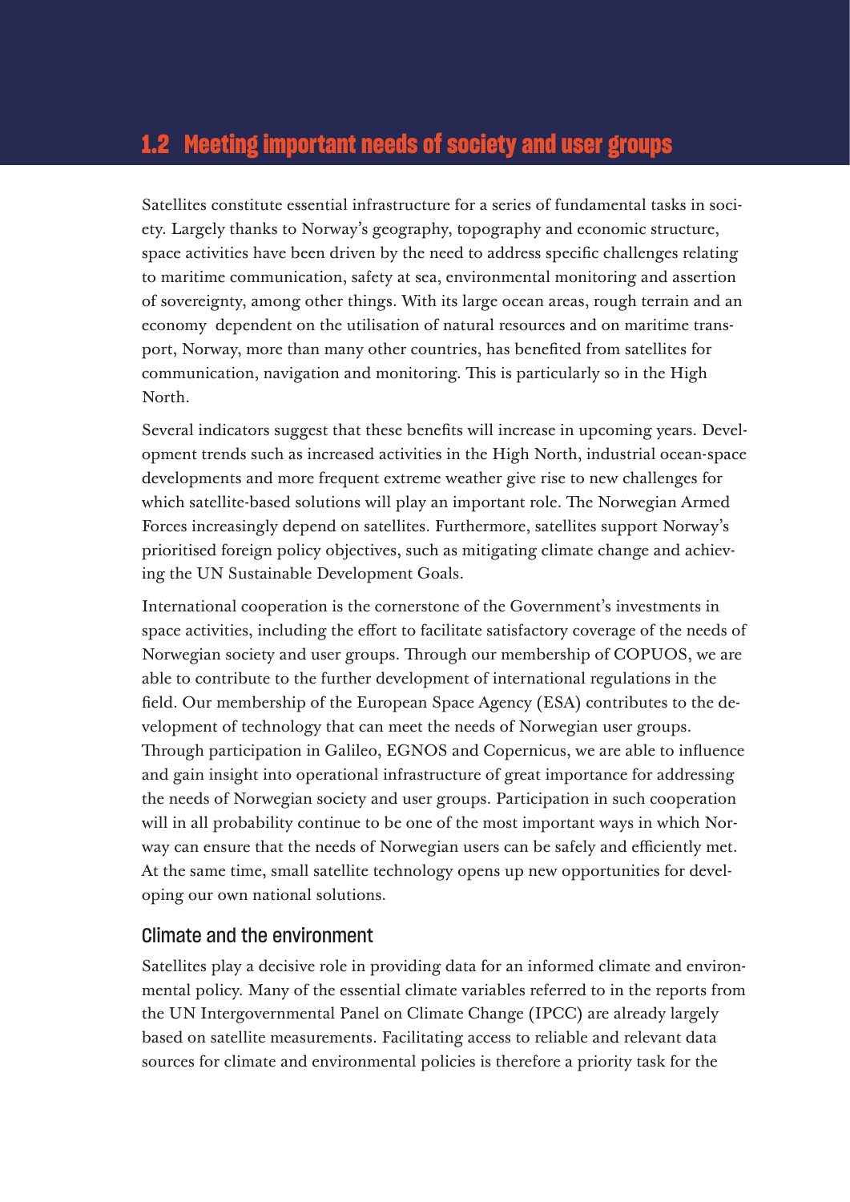## 1.2 Meeting important needs of society and user groups

Satellites constitute essential infrastructure for a series of fundamental tasks in society. Largely thanks to Norway's geography, topography and economic structure, space activities have been driven by the need to address specific challenges relating to maritime communication, safety at sea, environmental monitoring and assertion of sovereignty, among other things. With its large ocean areas, rough terrain and an economy dependent on the utilisation of natural resources and on maritime transport, Norway, more than many other countries, has benefited from satellites for communication, navigation and monitoring. This is particularly so in the High North.

Several indicators suggest that these benefits will increase in upcoming years. Development trends such as increased activities in the High North, industrial ocean-space developments and more frequent extreme weather give rise to new challenges for which satellite-based solutions will play an important role. The Norwegian Armed Forces increasingly depend on satellites. Furthermore, satellites support Norway's prioritised foreign policy objectives, such as mitigating climate change and achieving the UN Sustainable Development Goals.

International cooperation is the cornerstone of the Government's investments in space activities, including the effort to facilitate satisfactory coverage of the needs of Norwegian society and user groups. Through our membership of COPUOS, we are able to contribute to the further development of international regulations in the field. Our membership of the European Space Agency (ESA) contributes to the development of technology that can meet the needs of Norwegian user groups. Through participation in Galileo, EGNOS and Copernicus, we are able to influence and gain insight into operational infrastructure of great importance for addressing the needs of Norwegian society and user groups. Participation in such cooperation will in all probability continue to be one of the most important ways in which Norway can ensure that the needs of Norwegian users can be safely and efficiently met. At the same time, small satellite technology opens up new opportunities for developing our own national solutions.

### Climate and the environment

Satellites play a decisive role in providing data for an informed climate and environmental policy. Many of the essential climate variables referred to in the reports from the UN Intergovernmental Panel on Climate Change (IPCC) are already largely based on satellite measurements. Facilitating access to reliable and relevant data sources for climate and environmental policies is therefore a priority task for the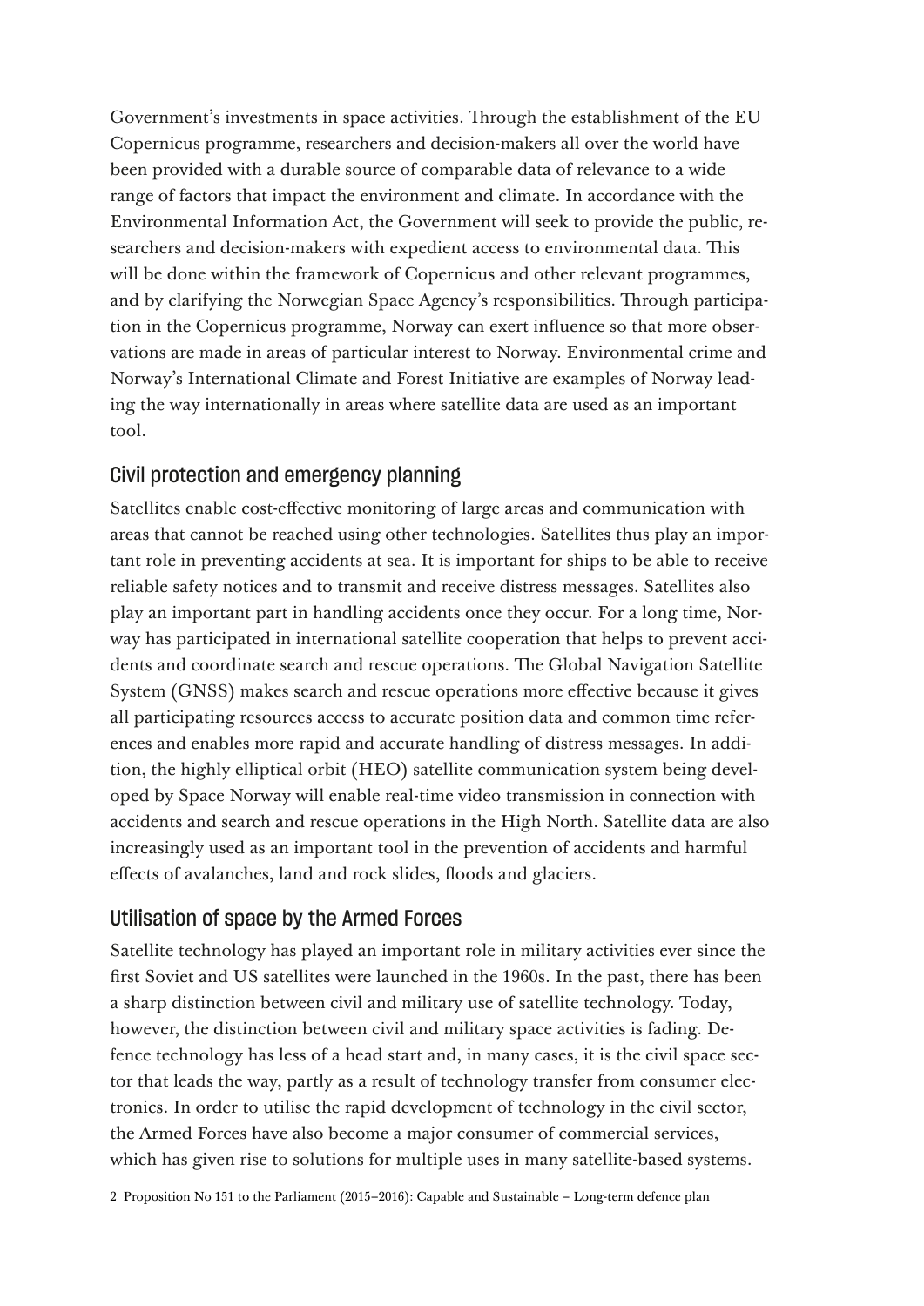Government's investments in space activities. Through the establishment of the EU Copernicus programme, researchers and decision-makers all over the world have been provided with a durable source of comparable data of relevance to a wide range of factors that impact the environment and climate. In accordance with the Environmental Information Act, the Government will seek to provide the public, researchers and decision-makers with expedient access to environmental data. This will be done within the framework of Copernicus and other relevant programmes, and by clarifying the Norwegian Space Agency's responsibilities. Through participation in the Copernicus programme, Norway can exert influence so that more observations are made in areas of particular interest to Norway. Environmental crime and Norway's International Climate and Forest Initiative are examples of Norway leading the way internationally in areas where satellite data are used as an important tool.

## Civil protection and emergency planning

Satellites enable cost-effective monitoring of large areas and communication with areas that cannot be reached using other technologies. Satellites thus play an important role in preventing accidents at sea. It is important for ships to be able to receive reliable safety notices and to transmit and receive distress messages. Satellites also play an important part in handling accidents once they occur. For a long time, Norway has participated in international satellite cooperation that helps to prevent accidents and coordinate search and rescue operations. The Global Navigation Satellite System (GNSS) makes search and rescue operations more effective because it gives all participating resources access to accurate position data and common time references and enables more rapid and accurate handling of distress messages. In addition, the highly elliptical orbit (HEO) satellite communication system being developed by Space Norway will enable real-time video transmission in connection with accidents and search and rescue operations in the High North. Satellite data are also increasingly used as an important tool in the prevention of accidents and harmful effects of avalanches, land and rock slides, floods and glaciers.

## Utilisation of space by the Armed Forces

Satellite technology has played an important role in military activities ever since the first Soviet and US satellites were launched in the 1960s. In the past, there has been a sharp distinction between civil and military use of satellite technology. Today, however, the distinction between civil and military space activities is fading. Defence technology has less of a head start and, in many cases, it is the civil space sector that leads the way, partly as a result of technology transfer from consumer electronics. In order to utilise the rapid development of technology in the civil sector, the Armed Forces have also become a major consumer of commercial services, which has given rise to solutions for multiple uses in many satellite-based systems.

2 Proposition No 151 to the Parliament (2015–2016): Capable and Sustainable – Long-term defence plan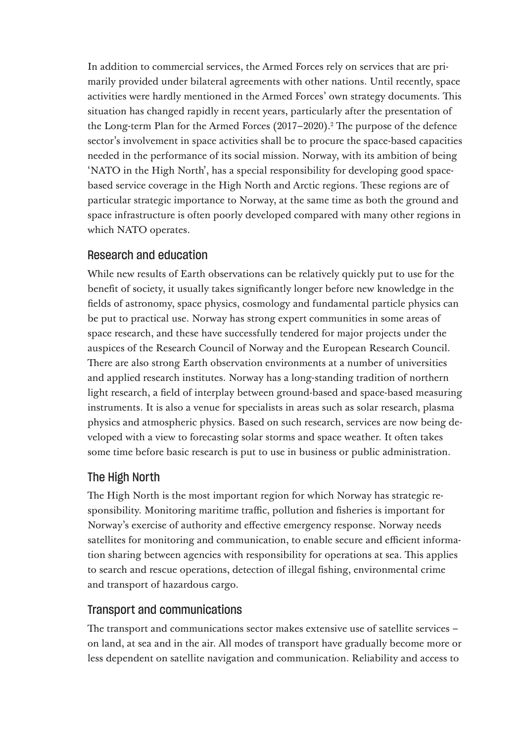In addition to commercial services, the Armed Forces rely on services that are primarily provided under bilateral agreements with other nations. Until recently, space activities were hardly mentioned in the Armed Forces' own strategy documents. This situation has changed rapidly in recent years, particularly after the presentation of the Long-term Plan for the Armed Forces (2017–2020).[2] The purpose of the defence sector's involvement in space activities shall be to procure the space-based capacities needed in the performance of its social mission. Norway, with its ambition of being 'NATO in the High North', has a special responsibility for developing good space-based service coverage in the High North and Arctic regions. These regions are of particular strategic importance to Norway, at the same time as both the ground and space infrastructure is often poorly developed compared with many other regions in which NATO operates.

## Research and education

While new results of Earth observations can be relatively quickly put to use for the benefit of society, it usually takes significantly longer before new knowledge in the fields of astronomy, space physics, cosmology and fundamental particle physics can be put to practical use. Norway has strong expert communities in some areas of space research, and these have successfully tendered for major projects under the auspices of the Research Council of Norway and the European Research Council. There are also strong Earth observation environments at a number of universities and applied research institutes. Norway has a long-standing tradition of northern light research, a field of interplay between ground-based and space-based measuring instruments. It is also a venue for specialists in areas such as solar research, plasma physics and atmospheric physics. Based on such research, services are now being developed with a view to forecasting solar storms and space weather. It often takes some time before basic research is put to use in business or public administration.

## The High North

The High North is the most important region for which Norway has strategic responsibility. Monitoring maritime traffic, pollution and fisheries is important for Norway's exercise of authority and effective emergency response. Norway needs satellites for monitoring and communication, to enable secure and efficient information sharing between agencies with responsibility for operations at sea. This applies to search and rescue operations, detection of illegal fishing, environmental crime and transport of hazardous cargo.

## Transport and communications

The transport and communications sector makes extensive use of satellite services – on land, at sea and in the air. All modes of transport have gradually become more or less dependent on satellite navigation and communication. Reliability and access to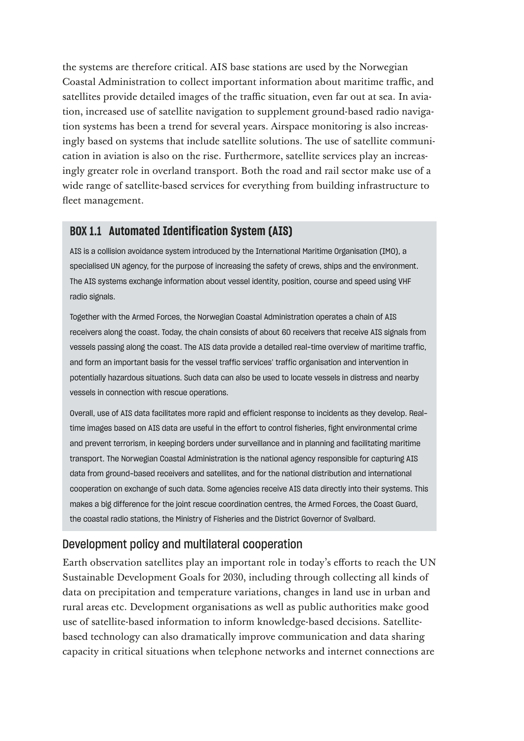the systems are therefore critical. AIS base stations are used by the Norwegian Coastal Administration to collect important information about maritime traffic, and satellites provide detailed images of the traffic situation, even far out at sea. In aviation, increased use of satellite navigation to supplement ground-based radio navigation systems has been a trend for several years. Airspace monitoring is also increasingly based on systems that include satellite solutions. The use of satellite communication in aviation is also on the rise. Furthermore, satellite services play an increasingly greater role in overland transport. Both the road and rail sector make use of a wide range of satellite-based services for everything from building infrastructure to fleet management.

### BOX 1.1 Automated Identification System (AIS)

AIS is a collision avoidance system introduced by the International Maritime Organisation (IMO), a specialised UN agency, for the purpose of increasing the safety of crews, ships and the environment. The AIS systems exchange information about vessel identity, position, course and speed using VHF radio signals.

Together with the Armed Forces, the Norwegian Coastal Administration operates a chain of AIS receivers along the coast. Today, the chain consists of about 60 receivers that receive AIS signals from vessels passing along the coast. The AIS data provide a detailed real-time overview of maritime traffic, and form an important basis for the vessel traffic services' traffic organisation and intervention in potentially hazardous situations. Such data can also be used to locate vessels in distress and nearby vessels in connection with rescue operations.

Overall, use of AIS data facilitates more rapid and efficient response to incidents as they develop. Real-time images based on AIS data are useful in the effort to control fisheries, fight environmental crime and prevent terrorism, in keeping borders under surveillance and in planning and facilitating maritime transport. The Norwegian Coastal Administration is the national agency responsible for capturing AIS data from ground-based receivers and satellites, and for the national distribution and international cooperation on exchange of such data. Some agencies receive AIS data directly into their systems. This makes a big difference for the joint rescue coordination centres, the Armed Forces, the Coast Guard, the coastal radio stations, the Ministry of Fisheries and the District Governor of Svalbard.

## Development policy and multilateral cooperation

Earth observation satellites play an important role in today's efforts to reach the UN Sustainable Development Goals for 2030, including through collecting all kinds of data on precipitation and temperature variations, changes in land use in urban and rural areas etc. Development organisations as well as public authorities make good use of satellite-based information to inform knowledge-based decisions. Satellite-based technology can also dramatically improve communication and data sharing capacity in critical situations when telephone networks and internet connections are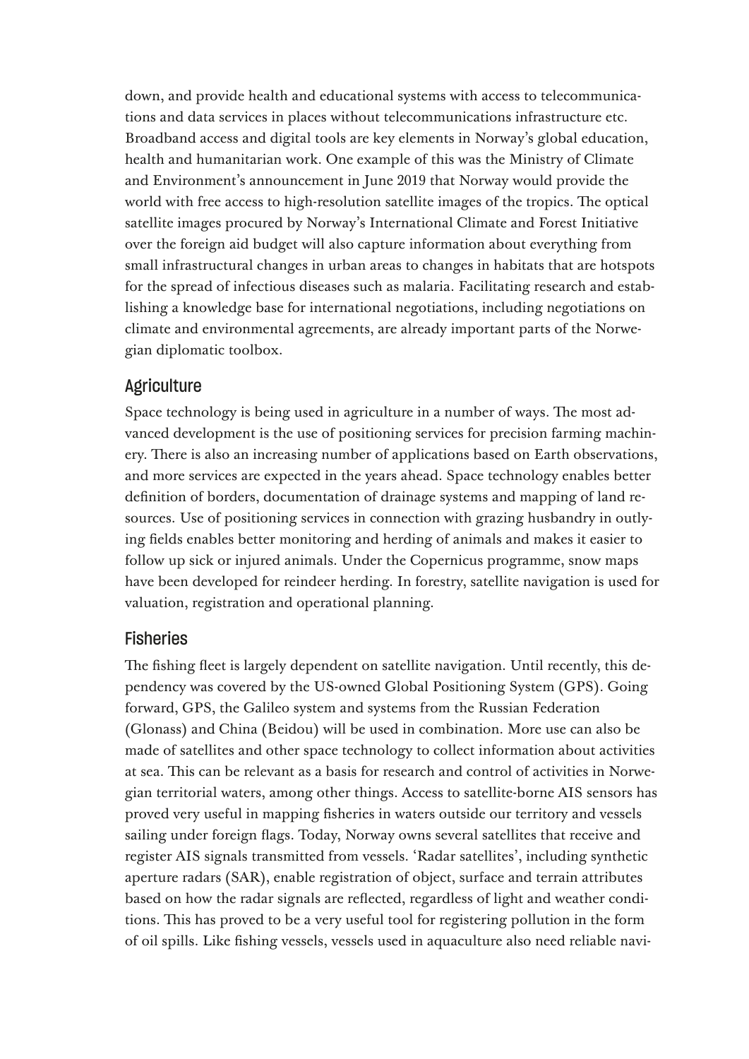down, and provide health and educational systems with access to telecommunications and data services in places without telecommunications infrastructure etc. Broadband access and digital tools are key elements in Norway's global education, health and humanitarian work. One example of this was the Ministry of Climate and Environment's announcement in June 2019 that Norway would provide the world with free access to high-resolution satellite images of the tropics. The optical satellite images procured by Norway's International Climate and Forest Initiative over the foreign aid budget will also capture information about everything from small infrastructural changes in urban areas to changes in habitats that are hotspots for the spread of infectious diseases such as malaria. Facilitating research and establishing a knowledge base for international negotiations, including negotiations on climate and environmental agreements, are already important parts of the Norwegian diplomatic toolbox.

### Agriculture

Space technology is being used in agriculture in a number of ways. The most advanced development is the use of positioning services for precision farming machinery. There is also an increasing number of applications based on Earth observations, and more services are expected in the years ahead. Space technology enables better definition of borders, documentation of drainage systems and mapping of land resources. Use of positioning services in connection with grazing husbandry in outlying fields enables better monitoring and herding of animals and makes it easier to follow up sick or injured animals. Under the Copernicus programme, snow maps have been developed for reindeer herding. In forestry, satellite navigation is used for valuation, registration and operational planning.

### Fisheries

The fishing fleet is largely dependent on satellite navigation. Until recently, this dependency was covered by the US-owned Global Positioning System (GPS). Going forward, GPS, the Galileo system and systems from the Russian Federation (Glonass) and China (Beidou) will be used in combination. More use can also be made of satellites and other space technology to collect information about activities at sea. This can be relevant as a basis for research and control of activities in Norwegian territorial waters, among other things. Access to satellite-borne AIS sensors has proved very useful in mapping fisheries in waters outside our territory and vessels sailing under foreign flags. Today, Norway owns several satellites that receive and register AIS signals transmitted from vessels. 'Radar satellites', including synthetic aperture radars (SAR), enable registration of object, surface and terrain attributes based on how the radar signals are reflected, regardless of light and weather conditions. This has proved to be a very useful tool for registering pollution in the form of oil spills. Like fishing vessels, vessels used in aquaculture also need reliable navi-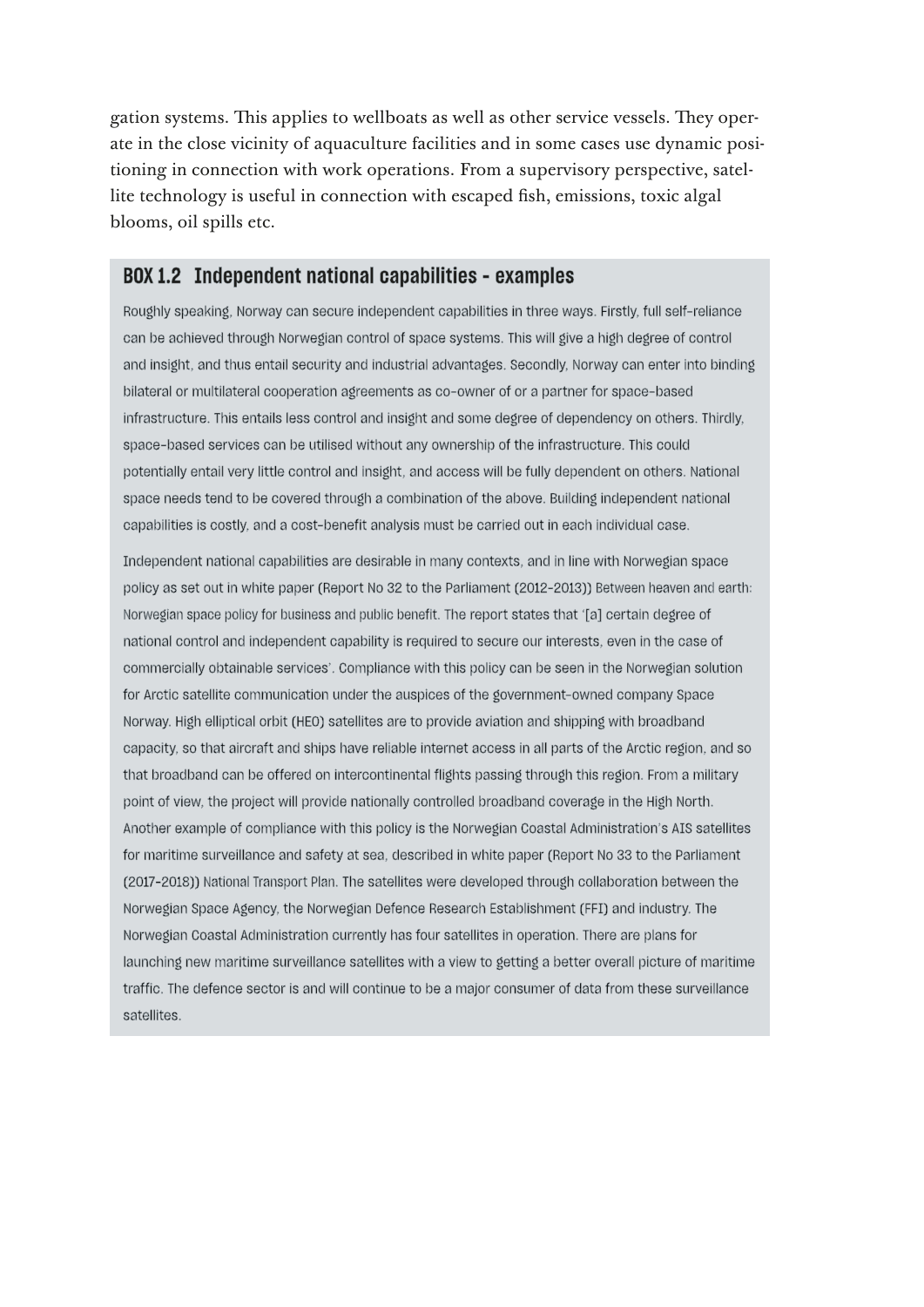gation systems. This applies to wellboats as well as other service vessels. They operate in the close vicinity of aquaculture facilities and in some cases use dynamic positioning in connection with work operations. From a supervisory perspective, satellite technology is useful in connection with escaped fish, emissions, toxic algal blooms, oil spills etc.

### BOX 1.2 Independent national capabilities - examples

Roughly speaking, Norway can secure independent capabilities in three ways. Firstly, full self-reliance can be achieved through Norwegian control of space systems. This will give a high degree of control and insight, and thus entail security and industrial advantages. Secondly, Norway can enter into binding bilateral or multilateral cooperation agreements as co-owner of or a partner for space-based infrastructure. This entails less control and insight and some degree of dependency on others. Thirdly, space-based services can be utilised without any ownership of the infrastructure. This could potentially entail very little control and insight, and access will be fully dependent on others. National space needs tend to be covered through a combination of the above. Building independent national capabilities is costly, and a cost-benefit analysis must be carried out in each individual case.

Independent national capabilities are desirable in many contexts, and in line with Norwegian space policy as set out in white paper (Report No 32 to the Parliament (2012-2013)) Between heaven and earth: Norwegian space policy for business and public benefit. The report states that '[a] certain degree of national control and independent capability is required to secure our interests, even in the case of commercially obtainable services'. Compliance with this policy can be seen in the Norwegian solution for Arctic satellite communication under the auspices of the government-owned company Space Norway. High elliptical orbit (HEO) satellites are to provide aviation and shipping with broadband capacity, so that aircraft and ships have reliable internet access in all parts of the Arctic region, and so that broadband can be offered on intercontinental flights passing through this region. From a military point of view, the project will provide nationally controlled broadband coverage in the High North. Another example of compliance with this policy is the Norwegian Coastal Administration's AIS satellites for maritime surveillance and safety at sea, described in white paper (Report No 33 to the Parliament (2017-2018)) National Transport Plan. The satellites were developed through collaboration between the Norwegian Space Agency, the Norwegian Defence Research Establishment (FFI) and industry. The Norwegian Coastal Administration currently has four satellites in operation. There are plans for launching new maritime surveillance satellites with a view to getting a better overall picture of maritime traffic. The defence sector is and will continue to be a major consumer of data from these surveillance satellites.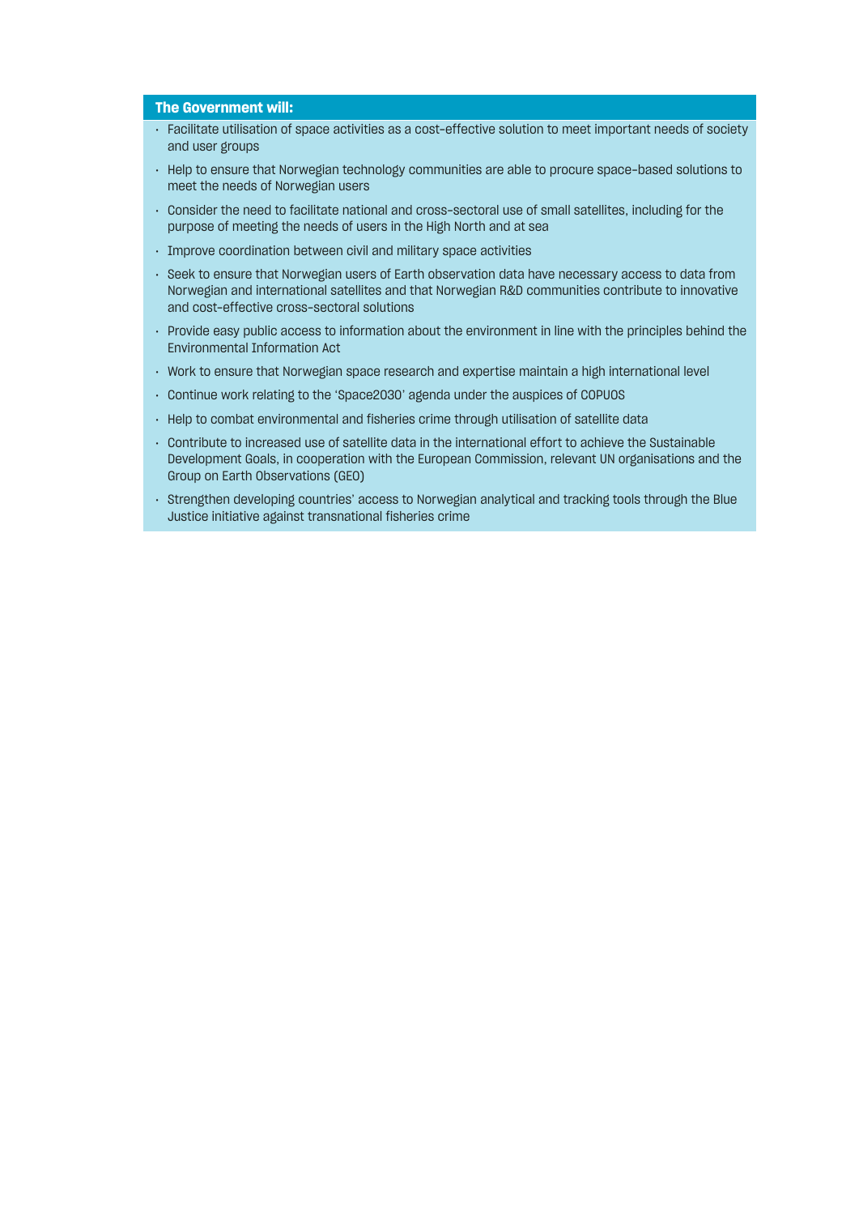**The Government will:**

- Facilitate utilisation of space activities as a cost-effective solution to meet important needs of society and user groups
- Help to ensure that Norwegian technology communities are able to procure space-based solutions to meet the needs of Norwegian users
- Consider the need to facilitate national and cross-sectoral use of small satellites, including for the purpose of meeting the needs of users in the High North and at sea
- Improve coordination between civil and military space activities
- Seek to ensure that Norwegian users of Earth observation data have necessary access to data from Norwegian and international satellites and that Norwegian R&D communities contribute to innovative and cost-effective cross-sectoral solutions
- Provide easy public access to information about the environment in line with the principles behind the Environmental Information Act
- Work to ensure that Norwegian space research and expertise maintain a high international level
- Continue work relating to the 'Space2030' agenda under the auspices of COPUOS
- Help to combat environmental and fisheries crime through utilisation of satellite data
- Contribute to increased use of satellite data in the international effort to achieve the Sustainable Development Goals, in cooperation with the European Commission, relevant UN organisations and the Group on Earth Observations (GEO)
- Strengthen developing countries' access to Norwegian analytical and tracking tools through the Blue Justice initiative against transnational fisheries crime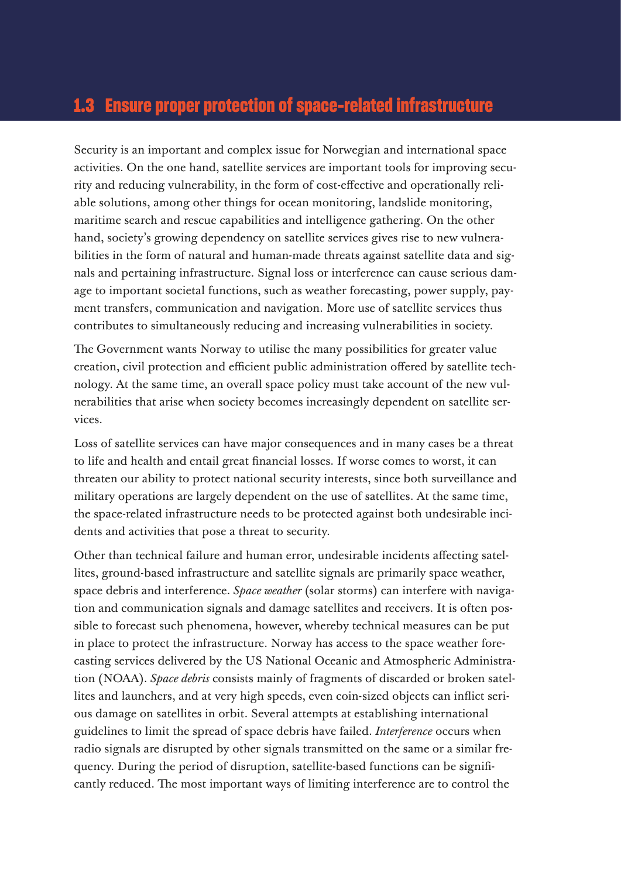## 1.3 Ensure proper protection of space-related infrastructure

Security is an important and complex issue for Norwegian and international space activities. On the one hand, satellite services are important tools for improving security and reducing vulnerability, in the form of cost-effective and operationally reliable solutions, among other things for ocean monitoring, landslide monitoring, maritime search and rescue capabilities and intelligence gathering. On the other hand, society's growing dependency on satellite services gives rise to new vulnerabilities in the form of natural and human-made threats against satellite data and signals and pertaining infrastructure. Signal loss or interference can cause serious damage to important societal functions, such as weather forecasting, power supply, payment transfers, communication and navigation. More use of satellite services thus contributes to simultaneously reducing and increasing vulnerabilities in society.

The Government wants Norway to utilise the many possibilities for greater value creation, civil protection and efficient public administration offered by satellite technology. At the same time, an overall space policy must take account of the new vulnerabilities that arise when society becomes increasingly dependent on satellite services.

Loss of satellite services can have major consequences and in many cases be a threat to life and health and entail great financial losses. If worse comes to worst, it can threaten our ability to protect national security interests, since both surveillance and military operations are largely dependent on the use of satellites. At the same time, the space-related infrastructure needs to be protected against both undesirable incidents and activities that pose a threat to security.

Other than technical failure and human error, undesirable incidents affecting satellites, ground-based infrastructure and satellite signals are primarily space weather, space debris and interference. *Space weather* (solar storms) can interfere with navigation and communication signals and damage satellites and receivers. It is often possible to forecast such phenomena, however, whereby technical measures can be put in place to protect the infrastructure. Norway has access to the space weather forecasting services delivered by the US National Oceanic and Atmospheric Administration (NOAA). *Space debris* consists mainly of fragments of discarded or broken satellites and launchers, and at very high speeds, even coin-sized objects can inflict serious damage on satellites in orbit. Several attempts at establishing international guidelines to limit the spread of space debris have failed. *Interference* occurs when radio signals are disrupted by other signals transmitted on the same or a similar frequency. During the period of disruption, satellite-based functions can be significantly reduced. The most important ways of limiting interference are to control the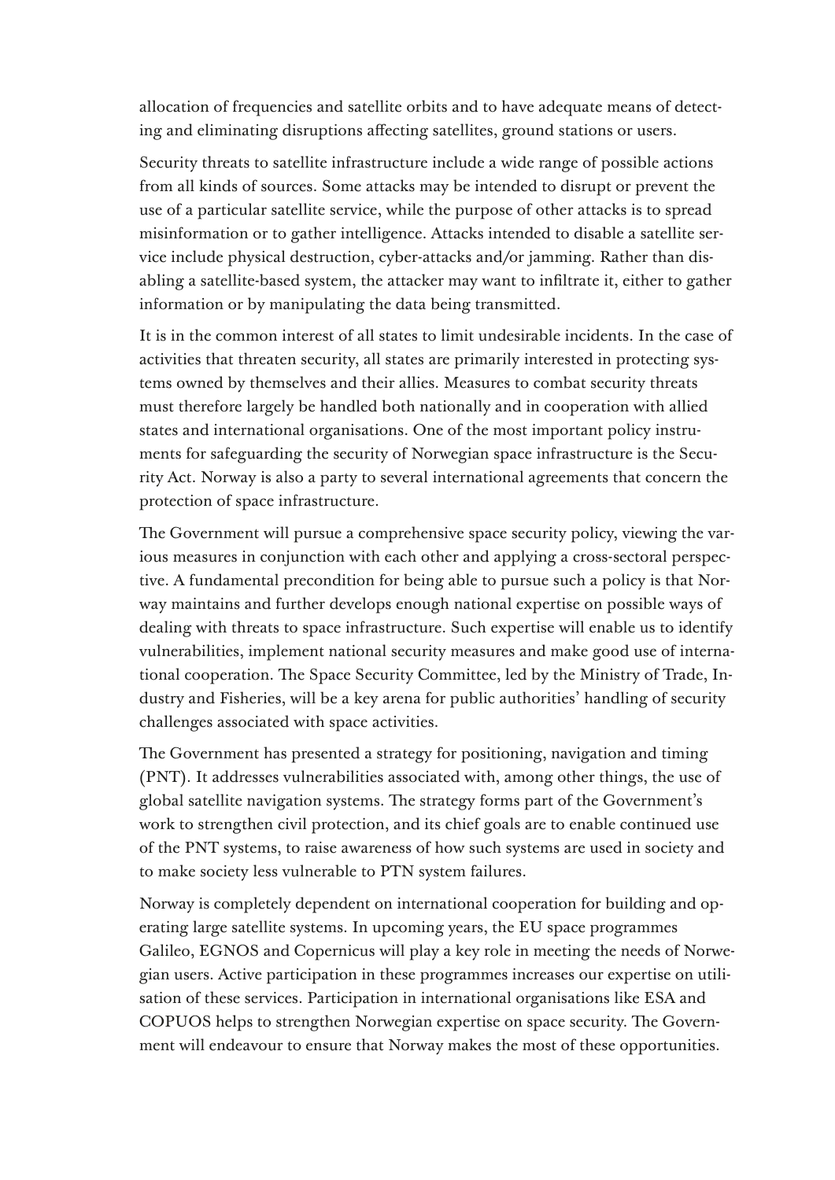allocation of frequencies and satellite orbits and to have adequate means of detecting and eliminating disruptions affecting satellites, ground stations or users.

Security threats to satellite infrastructure include a wide range of possible actions from all kinds of sources. Some attacks may be intended to disrupt or prevent the use of a particular satellite service, while the purpose of other attacks is to spread misinformation or to gather intelligence. Attacks intended to disable a satellite service include physical destruction, cyber-attacks and/or jamming. Rather than disabling a satellite-based system, the attacker may want to infiltrate it, either to gather information or by manipulating the data being transmitted.

It is in the common interest of all states to limit undesirable incidents. In the case of activities that threaten security, all states are primarily interested in protecting systems owned by themselves and their allies. Measures to combat security threats must therefore largely be handled both nationally and in cooperation with allied states and international organisations. One of the most important policy instruments for safeguarding the security of Norwegian space infrastructure is the Security Act. Norway is also a party to several international agreements that concern the protection of space infrastructure.

The Government will pursue a comprehensive space security policy, viewing the various measures in conjunction with each other and applying a cross-sectoral perspective. A fundamental precondition for being able to pursue such a policy is that Norway maintains and further develops enough national expertise on possible ways of dealing with threats to space infrastructure. Such expertise will enable us to identify vulnerabilities, implement national security measures and make good use of international cooperation. The Space Security Committee, led by the Ministry of Trade, Industry and Fisheries, will be a key arena for public authorities' handling of security challenges associated with space activities.

The Government has presented a strategy for positioning, navigation and timing (PNT). It addresses vulnerabilities associated with, among other things, the use of global satellite navigation systems. The strategy forms part of the Government's work to strengthen civil protection, and its chief goals are to enable continued use of the PNT systems, to raise awareness of how such systems are used in society and to make society less vulnerable to PTN system failures.

Norway is completely dependent on international cooperation for building and operating large satellite systems. In upcoming years, the EU space programmes Galileo, EGNOS and Copernicus will play a key role in meeting the needs of Norwegian users. Active participation in these programmes increases our expertise on utilisation of these services. Participation in international organisations like ESA and COPUOS helps to strengthen Norwegian expertise on space security. The Government will endeavour to ensure that Norway makes the most of these opportunities.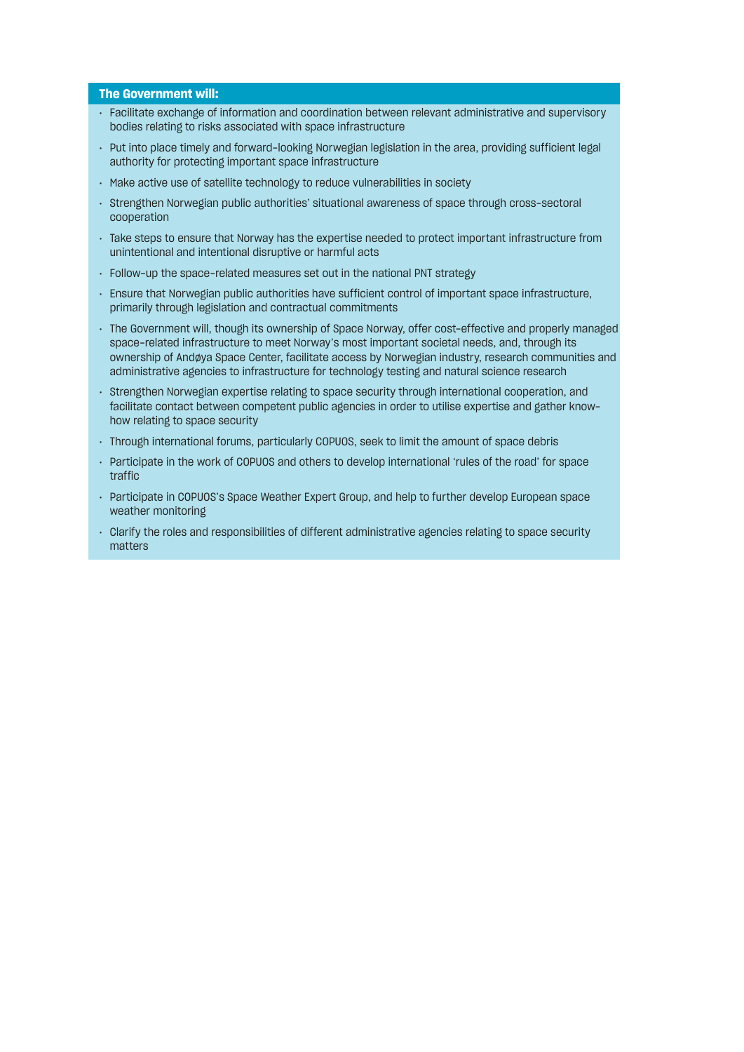**The Government will:**

- Facilitate exchange of information and coordination between relevant administrative and supervisory bodies relating to risks associated with space infrastructure
- Put into place timely and forward-looking Norwegian legislation in the area, providing sufficient legal authority for protecting important space infrastructure
- Make active use of satellite technology to reduce vulnerabilities in society
- Strengthen Norwegian public authorities' situational awareness of space through cross-sectoral cooperation
- Take steps to ensure that Norway has the expertise needed to protect important infrastructure from unintentional and intentional disruptive or harmful acts
- Follow-up the space-related measures set out in the national PNT strategy
- Ensure that Norwegian public authorities have sufficient control of important space infrastructure, primarily through legislation and contractual commitments
- The Government will, though its ownership of Space Norway, offer cost-effective and properly managed space-related infrastructure to meet Norway's most important societal needs, and, through its ownership of Andøya Space Center, facilitate access by Norwegian industry, research communities and administrative agencies to infrastructure for technology testing and natural science research
- Strengthen Norwegian expertise relating to space security through international cooperation, and facilitate contact between competent public agencies in order to utilise expertise and gather know-how relating to space security
- Through international forums, particularly COPUOS, seek to limit the amount of space debris
- Participate in the work of COPUOS and others to develop international 'rules of the road' for space traffic
- Participate in COPUOS's Space Weather Expert Group, and help to further develop European space weather monitoring
- Clarify the roles and responsibilities of different administrative agencies relating to space security matters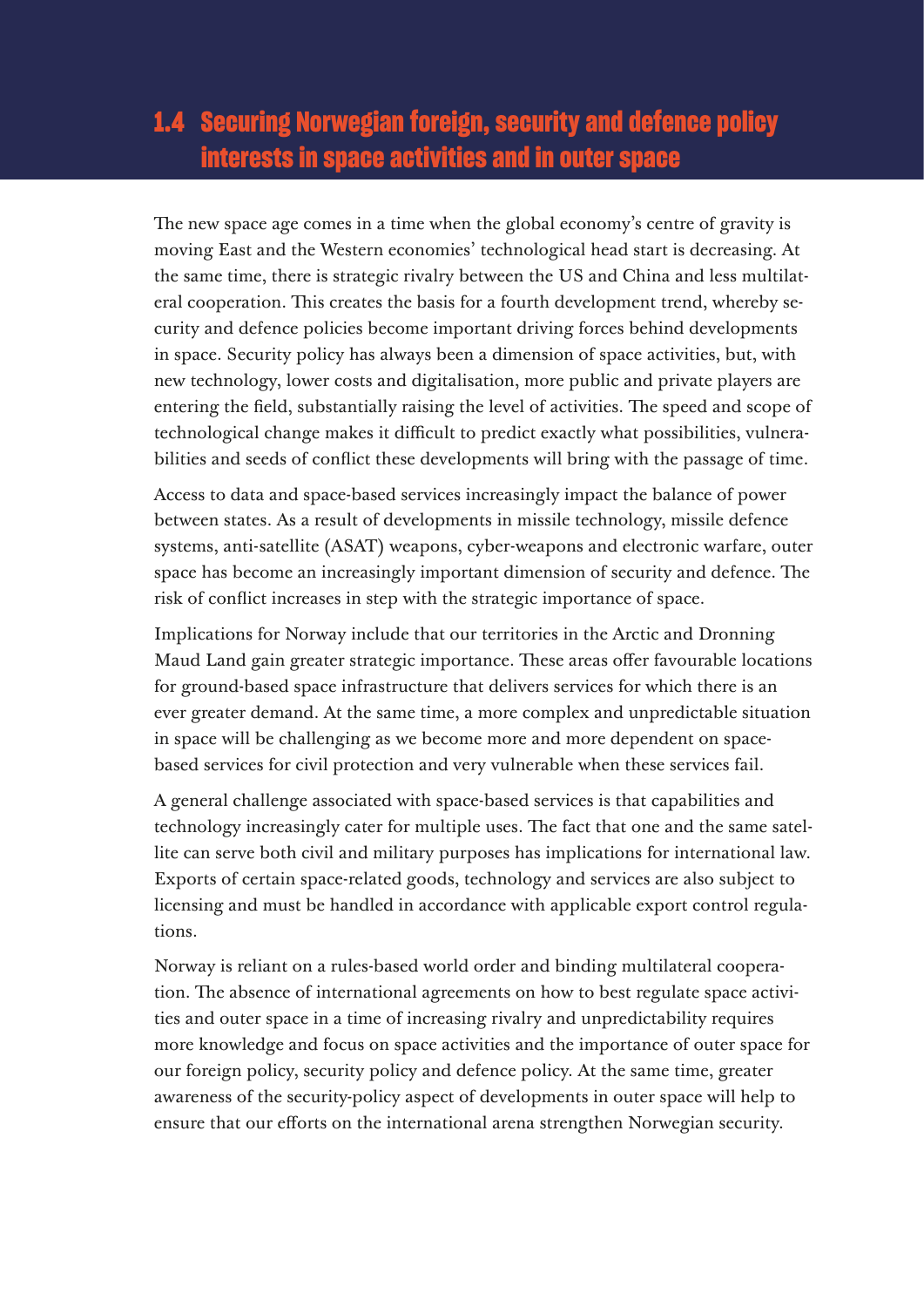## 1.4 Securing Norwegian foreign, security and defence policy interests in space activities and in outer space

The new space age comes in a time when the global economy's centre of gravity is moving East and the Western economies' technological head start is decreasing. At the same time, there is strategic rivalry between the US and China and less multilateral cooperation. This creates the basis for a fourth development trend, whereby security and defence policies become important driving forces behind developments in space. Security policy has always been a dimension of space activities, but, with new technology, lower costs and digitalisation, more public and private players are entering the field, substantially raising the level of activities. The speed and scope of technological change makes it difficult to predict exactly what possibilities, vulnerabilities and seeds of conflict these developments will bring with the passage of time.

Access to data and space-based services increasingly impact the balance of power between states. As a result of developments in missile technology, missile defence systems, anti-satellite (ASAT) weapons, cyber-weapons and electronic warfare, outer space has become an increasingly important dimension of security and defence. The risk of conflict increases in step with the strategic importance of space.

Implications for Norway include that our territories in the Arctic and Dronning Maud Land gain greater strategic importance. These areas offer favourable locations for ground-based space infrastructure that delivers services for which there is an ever greater demand. At the same time, a more complex and unpredictable situation in space will be challenging as we become more and more dependent on space-based services for civil protection and very vulnerable when these services fail.

A general challenge associated with space-based services is that capabilities and technology increasingly cater for multiple uses. The fact that one and the same satellite can serve both civil and military purposes has implications for international law. Exports of certain space-related goods, technology and services are also subject to licensing and must be handled in accordance with applicable export control regulations.

Norway is reliant on a rules-based world order and binding multilateral cooperation. The absence of international agreements on how to best regulate space activities and outer space in a time of increasing rivalry and unpredictability requires more knowledge and focus on space activities and the importance of outer space for our foreign policy, security policy and defence policy. At the same time, greater awareness of the security-policy aspect of developments in outer space will help to ensure that our efforts on the international arena strengthen Norwegian security.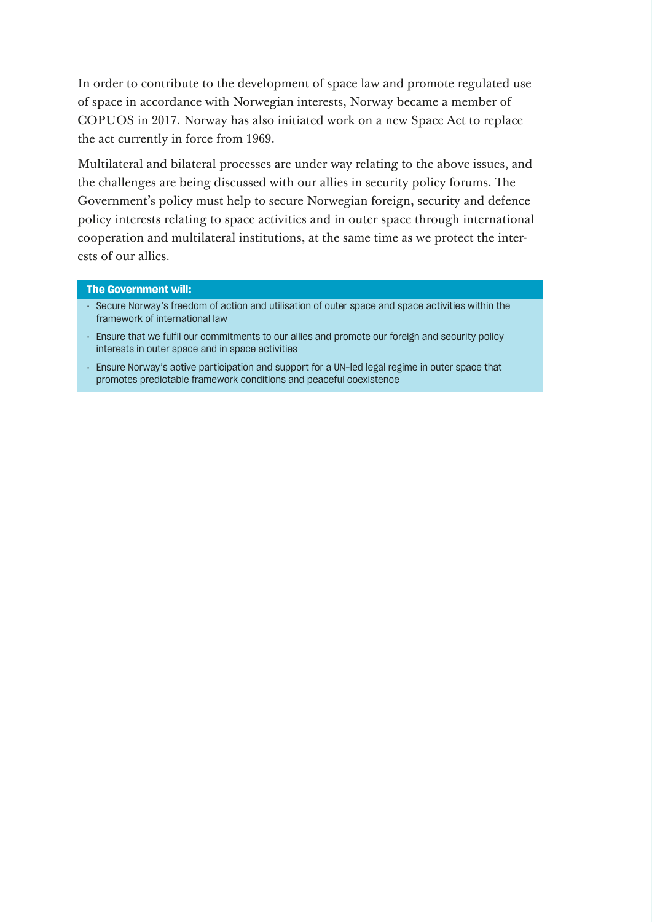In order to contribute to the development of space law and promote regulated use of space in accordance with Norwegian interests, Norway became a member of COPUOS in 2017. Norway has also initiated work on a new Space Act to replace the act currently in force from 1969.

Multilateral and bilateral processes are under way relating to the above issues, and the challenges are being discussed with our allies in security policy forums. The Government's policy must help to secure Norwegian foreign, security and defence policy interests relating to space activities and in outer space through international cooperation and multilateral institutions, at the same time as we protect the interests of our allies.

**The Government will:**

- Secure Norway's freedom of action and utilisation of outer space and space activities within the framework of international law
- Ensure that we fulfil our commitments to our allies and promote our foreign and security policy interests in outer space and in space activities
- Ensure Norway's active participation and support for a UN-led legal regime in outer space that promotes predictable framework conditions and peaceful coexistence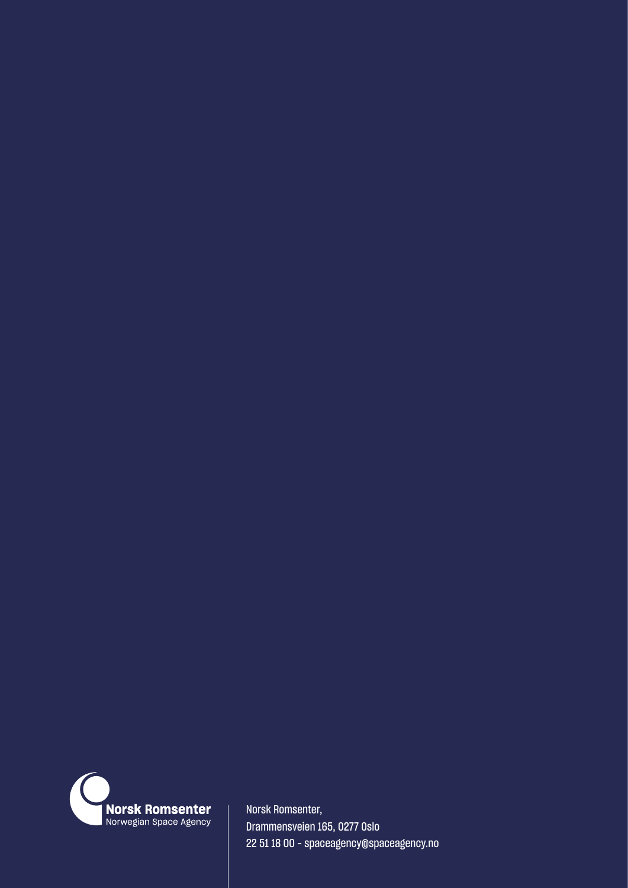Norsk Romsenter
Norwegian Space Agency

Norsk Romsenter,
Drammensveien 165, 0277 Oslo
22 51 18 00 - spaceagency@spaceagency.no